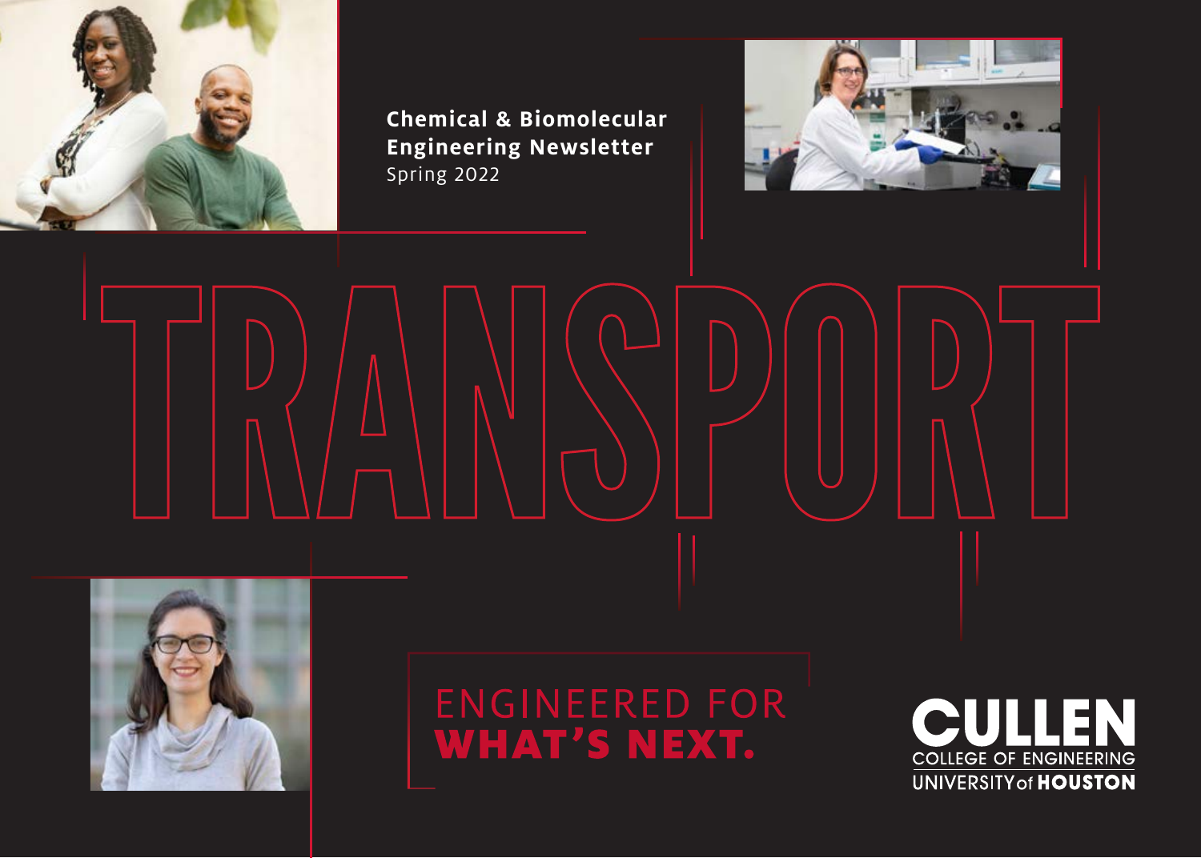**Chemical & Biomolecular Engineering Newsletter**
Spring 2022

# TRANSPORT

ENGINEERED FOR
**WHAT'S NEXT.**

**CULLEN**
COLLEGE OF ENGINEERING
UNIVERSITY of **HOUSTON**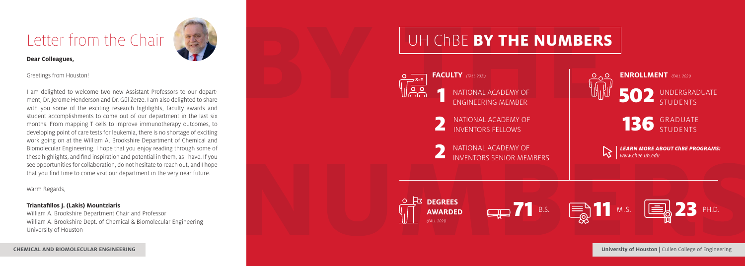# Letter from the Chair

**Dear Colleagues,**

Greetings from Houston!

I am delighted to welcome two new Assistant Professors to our department, Dr. Jerome Henderson and Dr. Gül Zerze. I am also delighted to share with you some of the exciting research highlights, faculty awards and student accomplishments to come out of our department in the last six months. From mapping T cells to improve immunotherapy outcomes, to developing point of care tests for leukemia, there is no shortage of exciting work going on at the William A. Brookshire Department of Chemical and Biomolecular Engineering. I hope that you enjoy reading through some of these highlights, and find inspiration and potential in them, as I have. If you see opportunities for collaboration, do not hesitate to reach out, and I hope that you find time to come visit our department in the very near future.

Warm Regards,

**Triantafillos J. (Lakis) Mountziaris**
William A. Brookshire Department Chair and Professor
William A. Brookshire Dept. of Chemical & Biomolecular Engineering
University of Houston

# UH ChBE **BY THE NUMBERS**

## FACULTY *(FALL 2021)*

- **1** NATIONAL ACADEMY OF ENGINEERING MEMBER
- **2** NATIONAL ACADEMY OF INVENTORS FELLOWS
- **2** NATIONAL ACADEMY OF INVENTORS SENIOR MEMBERS

## ENROLLMENT *(FALL 2021)*

- **502** UNDERGRADUATE STUDENTS
- **136** GRADUATE STUDENTS

***LEARN MORE ABOUT ChBE PROGRAMS:***
*www.chee.uh.edu*

## DEGREES AWARDED *(FALL 2021)*

- **71** B.S.
- **11** M.S.
- **23** PH.D.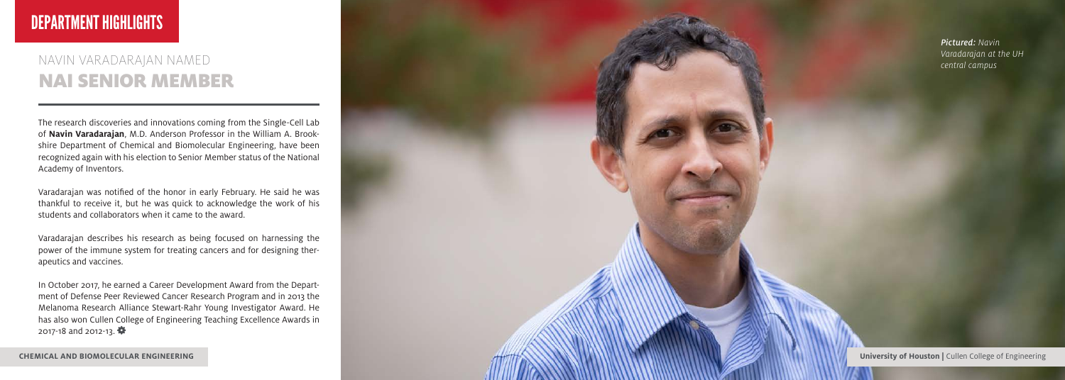# DEPARTMENT HIGHLIGHTS

## NAVIN VARADARAJAN NAMED NAI SENIOR MEMBER

The research discoveries and innovations coming from the Single-Cell Lab of **Navin Varadarajan**, M.D. Anderson Professor in the William A. Brookshire Department of Chemical and Biomolecular Engineering, have been recognized again with his election to Senior Member status of the National Academy of Inventors.

Varadarajan was notified of the honor in early February. He said he was thankful to receive it, but he was quick to acknowledge the work of his students and collaborators when it came to the award.

Varadarajan describes his research as being focused on harnessing the power of the immune system for treating cancers and for designing therapeutics and vaccines.

In October 2017, he earned a Career Development Award from the Department of Defense Peer Reviewed Cancer Research Program and in 2013 the Melanoma Research Alliance Stewart-Rahr Young Investigator Award. He has also won Cullen College of Engineering Teaching Excellence Awards in 2017-18 and 2012-13.

*Pictured: Navin Varadarajan at the UH central campus*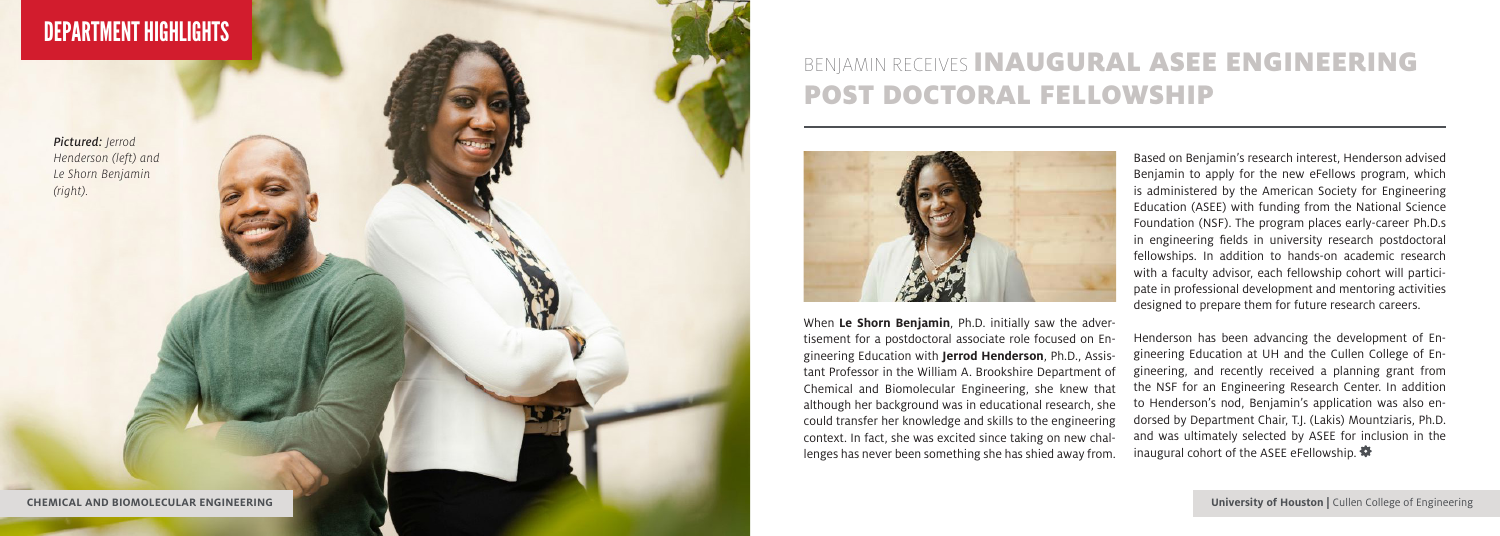## DEPARTMENT HIGHLIGHTS

*Pictured: Jerrod Henderson (left) and Le Shorn Benjamin (right).*

# BENJAMIN RECEIVES INAUGURAL ASEE ENGINEERING POST DOCTORAL FELLOWSHIP

When **Le Shorn Benjamin**, Ph.D. initially saw the advertisement for a postdoctoral associate role focused on Engineering Education with **Jerrod Henderson**, Ph.D., Assistant Professor in the William A. Brookshire Department of Chemical and Biomolecular Engineering, she knew that although her background was in educational research, she could transfer her knowledge and skills to the engineering context. In fact, she was excited since taking on new challenges has never been something she has shied away from.

Based on Benjamin's research interest, Henderson advised Benjamin to apply for the new eFellows program, which is administered by the American Society for Engineering Education (ASEE) with funding from the National Science Foundation (NSF). The program places early-career Ph.D.s in engineering fields in university research postdoctoral fellowships. In addition to hands-on academic research with a faculty advisor, each fellowship cohort will participate in professional development and mentoring activities designed to prepare them for future research careers.

Henderson has been advancing the development of Engineering Education at UH and the Cullen College of Engineering, and recently received a planning grant from the NSF for an Engineering Research Center. In addition to Henderson's nod, Benjamin's application was also endorsed by Department Chair, T.J. (Lakis) Mountziaris, Ph.D. and was ultimately selected by ASEE for inclusion in the inaugural cohort of the ASEE eFellowship.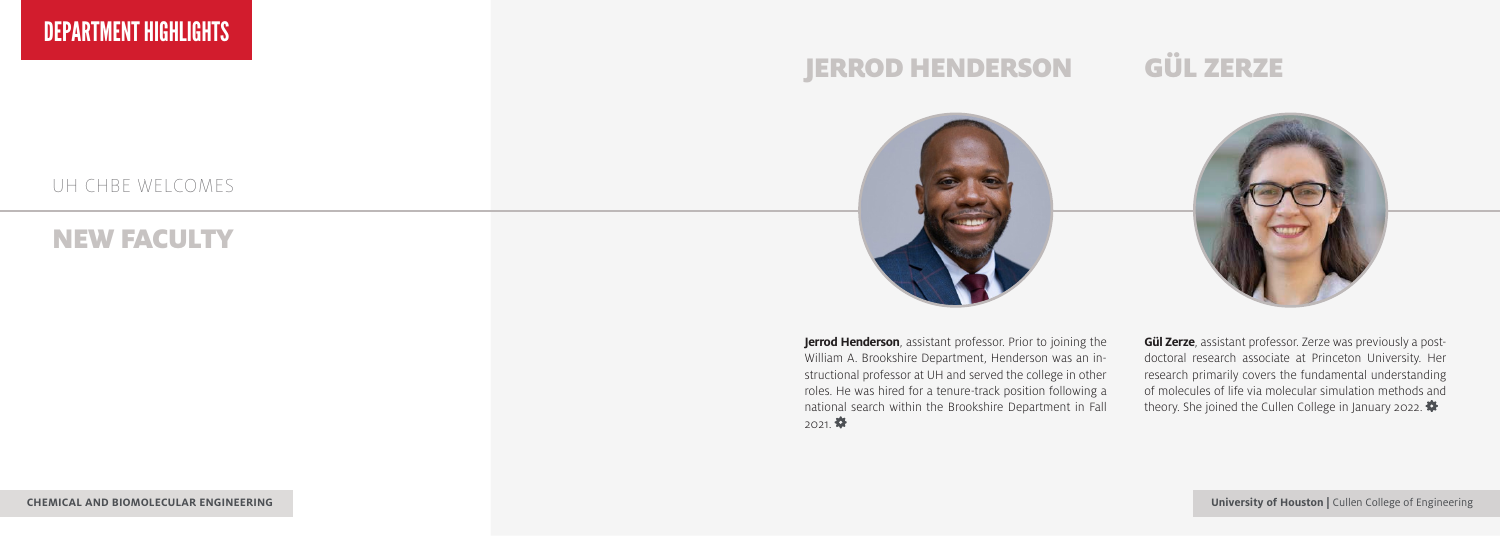# DEPARTMENT HIGHLIGHTS

UH CHBE WELCOMES

## NEW FACULTY

### JERROD HENDERSON

**Jerrod Henderson**, assistant professor. Prior to joining the William A. Brookshire Department, Henderson was an instructional professor at UH and served the college in other roles. He was hired for a tenure-track position following a national search within the Brookshire Department in Fall 2021.

### GÜL ZERZE

**Gül Zerze**, assistant professor. Zerze was previously a postdoctoral research associate at Princeton University. Her research primarily covers the fundamental understanding of molecules of life via molecular simulation methods and theory. She joined the Cullen College in January 2022.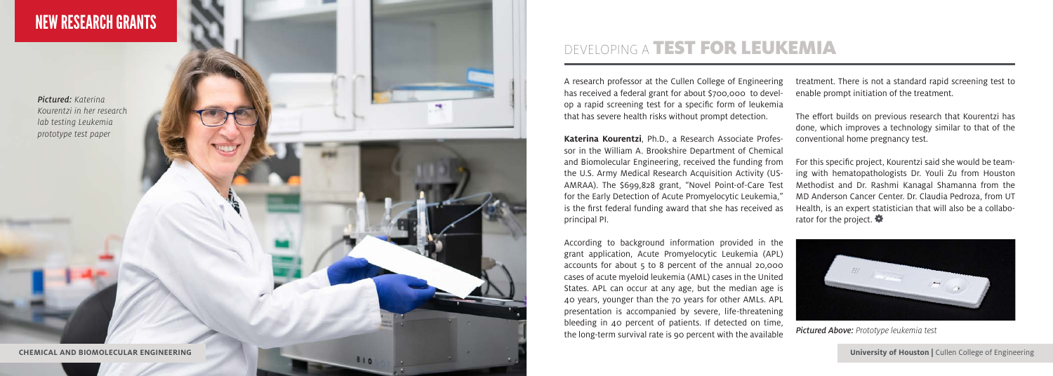## NEW RESEARCH GRANTS

*Pictured: Katerina Kourentzi in her research lab testing Leukemia prototype test paper*

# DEVELOPING A **TEST FOR LEUKEMIA**

A research professor at the Cullen College of Engineering has received a federal grant for about $700,000 to develop a rapid screening test for a specific form of leukemia that has severe health risks without prompt detection.

**Katerina Kourentzi**, Ph.D., a Research Associate Professor in the William A. Brookshire Department of Chemical and Biomolecular Engineering, received the funding from the U.S. Army Medical Research Acquisition Activity (USAMRAA). The $699,828 grant, "Novel Point-of-Care Test for the Early Detection of Acute Promyelocytic Leukemia," is the first federal funding award that she has received as principal PI.

According to background information provided in the grant application, Acute Promyelocytic Leukemia (APL) accounts for about 5 to 8 percent of the annual 20,000 cases of acute myeloid leukemia (AML) cases in the United States. APL can occur at any age, but the median age is 40 years, younger than the 70 years for other AMLs. APL presentation is accompanied by severe, life-threatening bleeding in 40 percent of patients. If detected on time, the long-term survival rate is 90 percent with the available treatment. There is not a standard rapid screening test to enable prompt initiation of the treatment.

The effort builds on previous research that Kourentzi has done, which improves a technology similar to that of the conventional home pregnancy test.

For this specific project, Kourentzi said she would be teaming with hematopathologists Dr. Youli Zu from Houston Methodist and Dr. Rashmi Kanagal Shamanna from the MD Anderson Cancer Center. Dr. Claudia Pedroza, from UT Health, is an expert statistician that will also be a collaborator for the project.

*Pictured Above: Prototype leukemia test*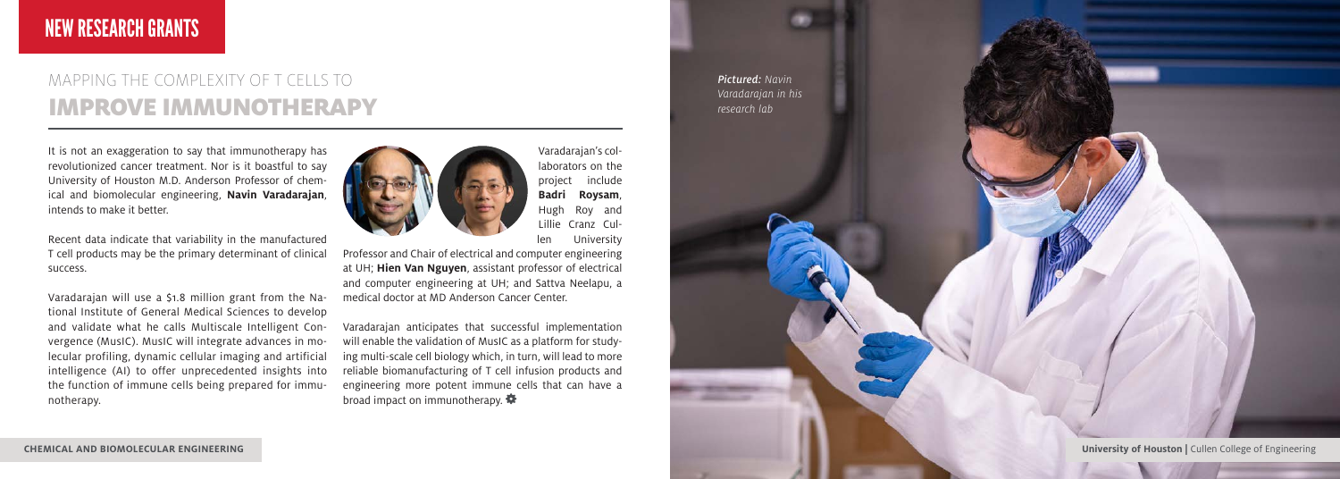# NEW RESEARCH GRANTS

## MAPPING THE COMPLEXITY OF T CELLS TO IMPROVE IMMUNOTHERAPY

It is not an exaggeration to say that immunotherapy has revolutionized cancer treatment. Nor is it boastful to say University of Houston M.D. Anderson Professor of chemical and biomolecular engineering, **Navin Varadarajan**, intends to make it better.

Recent data indicate that variability in the manufactured T cell products may be the primary determinant of clinical success.

Varadarajan will use a $1.8 million grant from the National Institute of General Medical Sciences to develop and validate what he calls Multiscale Intelligent Convergence (MusIC). MusIC will integrate advances in molecular profiling, dynamic cellular imaging and artificial intelligence (AI) to offer unprecedented insights into the function of immune cells being prepared for immunotherapy.

Varadarajan's collaborators on the project include **Badri Roysam**, Hugh Roy and Lillie Cranz Cullen University Professor and Chair of electrical and computer engineering at UH; **Hien Van Nguyen**, assistant professor of electrical and computer engineering at UH; and Sattva Neelapu, a medical doctor at MD Anderson Cancer Center.

Varadarajan anticipates that successful implementation will enable the validation of MusIC as a platform for studying multi-scale cell biology which, in turn, will lead to more reliable biomanufacturing of T cell infusion products and engineering more potent immune cells that can have a broad impact on immunotherapy.

*Pictured: Navin Varadarajan in his research lab*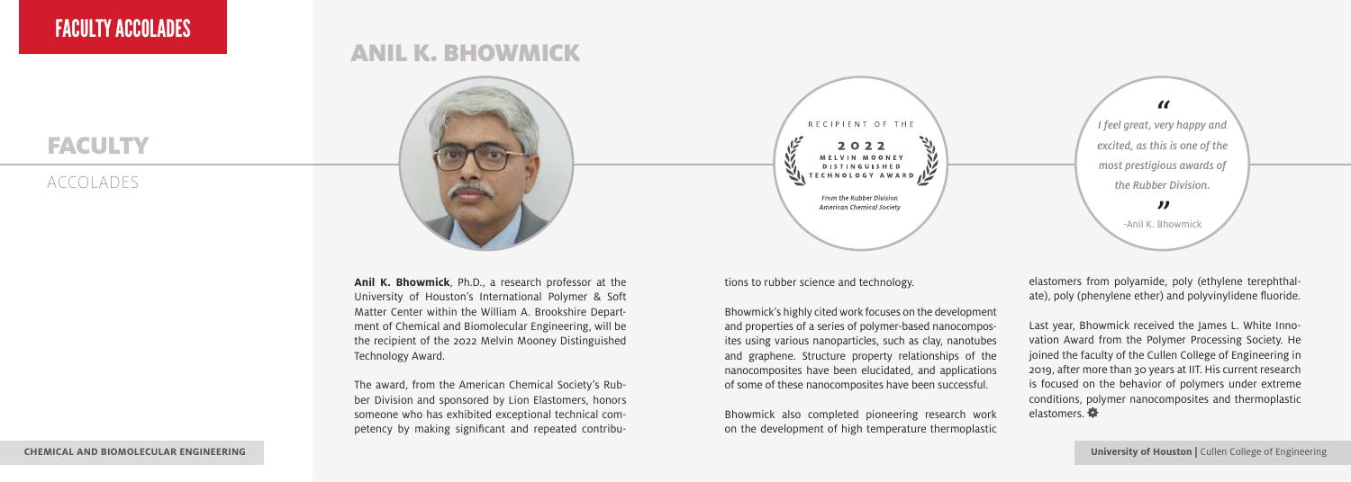# ANIL K. BHOWMICK

RECIPIENT OF THE

**2022 MELVIN MOONEY DISTINGUISHED TECHNOLOGY AWARD**

*From the Rubber Division American Chemical Society*

> *"I feel great, very happy and excited, as this is one of the most prestigious awards of the Rubber Division."*
>
> -Anil K. Bhowmick

**Anil K. Bhowmick**, Ph.D., a research professor at the University of Houston's International Polymer & Soft Matter Center within the William A. Brookshire Department of Chemical and Biomolecular Engineering, will be the recipient of the 2022 Melvin Mooney Distinguished Technology Award.

The award, from the American Chemical Society's Rubber Division and sponsored by Lion Elastomers, honors someone who has exhibited exceptional technical competency by making significant and repeated contributions to rubber science and technology.

Bhowmick's highly cited work focuses on the development and properties of a series of polymer-based nanocomposites using various nanoparticles, such as clay, nanotubes and graphene. Structure property relationships of the nanocomposites have been elucidated, and applications of some of these nanocomposites have been successful.

Bhowmick also completed pioneering research work on the development of high temperature thermoplastic elastomers from polyamide, poly (ethylene terephthalate), poly (phenylene ether) and polyvinylidene fluoride.

Last year, Bhowmick received the James L. White Innovation Award from the Polymer Processing Society. He joined the faculty of the Cullen College of Engineering in 2019, after more than 30 years at IIT. His current research is focused on the behavior of polymers under extreme conditions, polymer nanocomposites and thermoplastic elastomers.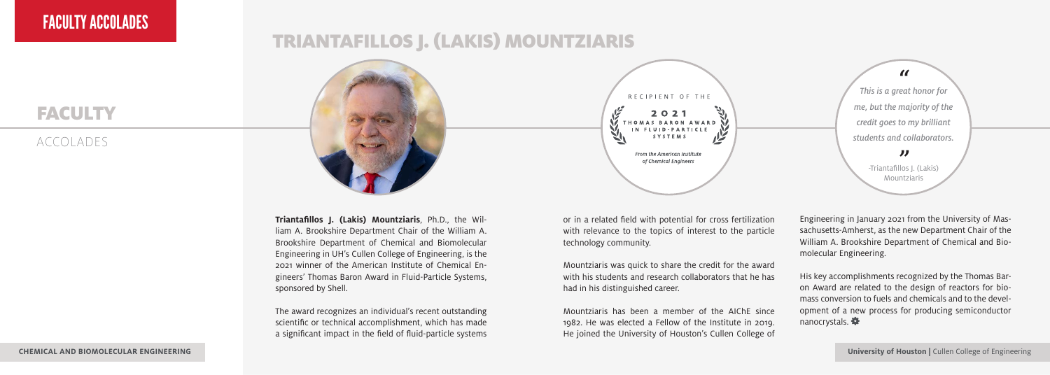# TRIANTAFILLOS J. (LAKIS) MOUNTZIARIS

RECIPIENT OF THE

**2021 THOMAS BARON AWARD IN FLUID-PARTICLE SYSTEMS**

*From the American Institute of Chemical Engineers*

> *"This is a great honor for me, but the majority of the credit goes to my brilliant students and collaborators."*
>
> -Triantafillos J. (Lakis) Mountziaris

**Triantafillos J. (Lakis) Mountziaris**, Ph.D., the William A. Brookshire Department Chair of the William A. Brookshire Department of Chemical and Biomolecular Engineering in UH's Cullen College of Engineering, is the 2021 winner of the American Institute of Chemical Engineers' Thomas Baron Award in Fluid-Particle Systems, sponsored by Shell.

The award recognizes an individual's recent outstanding scientific or technical accomplishment, which has made a significant impact in the field of fluid-particle systems or in a related field with potential for cross fertilization with relevance to the topics of interest to the particle technology community.

Mountziaris was quick to share the credit for the award with his students and research collaborators that he has had in his distinguished career.

Mountziaris has been a member of the AIChE since 1982. He was elected a Fellow of the Institute in 2019. He joined the University of Houston's Cullen College of Engineering in January 2021 from the University of Massachusetts-Amherst, as the new Department Chair of the William A. Brookshire Department of Chemical and Biomolecular Engineering.

His key accomplishments recognized by the Thomas Baron Award are related to the design of reactors for biomass conversion to fuels and chemicals and to the development of a new process for producing semiconductor nanocrystals.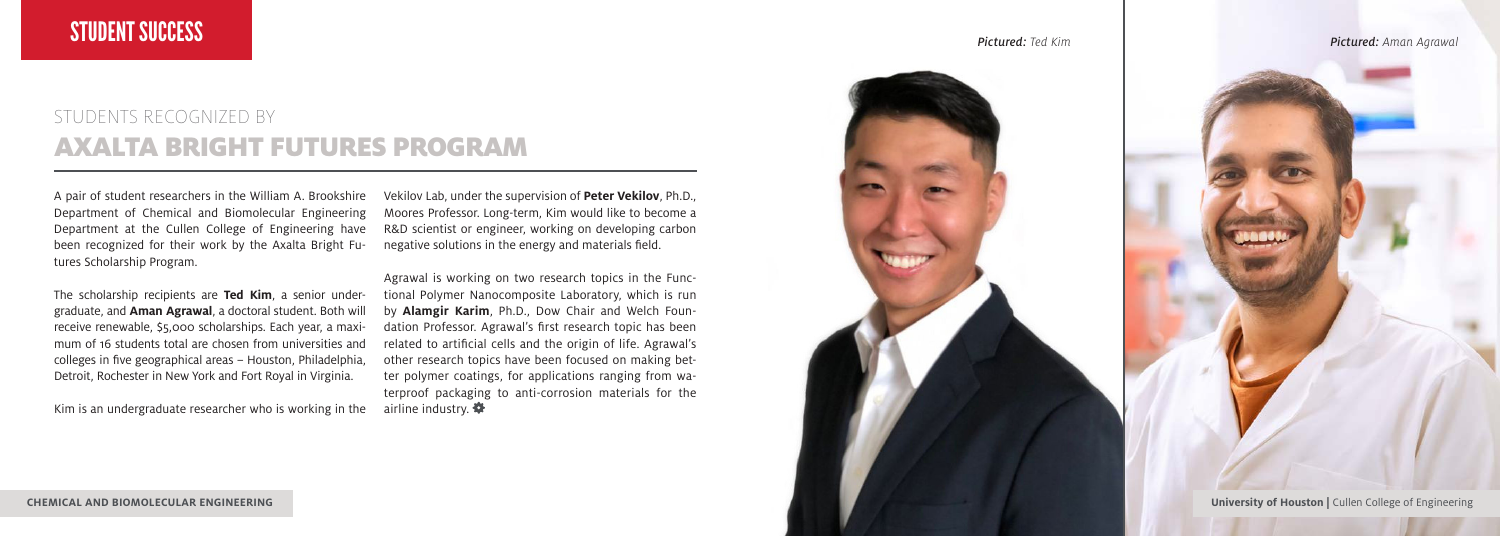# STUDENT SUCCESS

## STUDENTS RECOGNIZED BY
## AXALTA BRIGHT FUTURES PROGRAM

A pair of student researchers in the William A. Brookshire Department of Chemical and Biomolecular Engineering Department at the Cullen College of Engineering have been recognized for their work by the Axalta Bright Futures Scholarship Program.

The scholarship recipients are **Ted Kim**, a senior undergraduate, and **Aman Agrawal**, a doctoral student. Both will receive renewable, $5,000 scholarships. Each year, a maximum of 16 students total are chosen from universities and colleges in five geographical areas – Houston, Philadelphia, Detroit, Rochester in New York and Fort Royal in Virginia.

Kim is an undergraduate researcher who is working in the Vekilov Lab, under the supervision of **Peter Vekilov**, Ph.D., Moores Professor. Long-term, Kim would like to become a R&D scientist or engineer, working on developing carbon negative solutions in the energy and materials field.

Agrawal is working on two research topics in the Functional Polymer Nanocomposite Laboratory, which is run by **Alamgir Karim**, Ph.D., Dow Chair and Welch Foundation Professor. Agrawal's first research topic has been related to artificial cells and the origin of life. Agrawal's other research topics have been focused on making better polymer coatings, for applications ranging from waterproof packaging to anti-corrosion materials for the airline industry.

*Pictured:* *Ted Kim*

*Pictured:* *Aman Agrawal*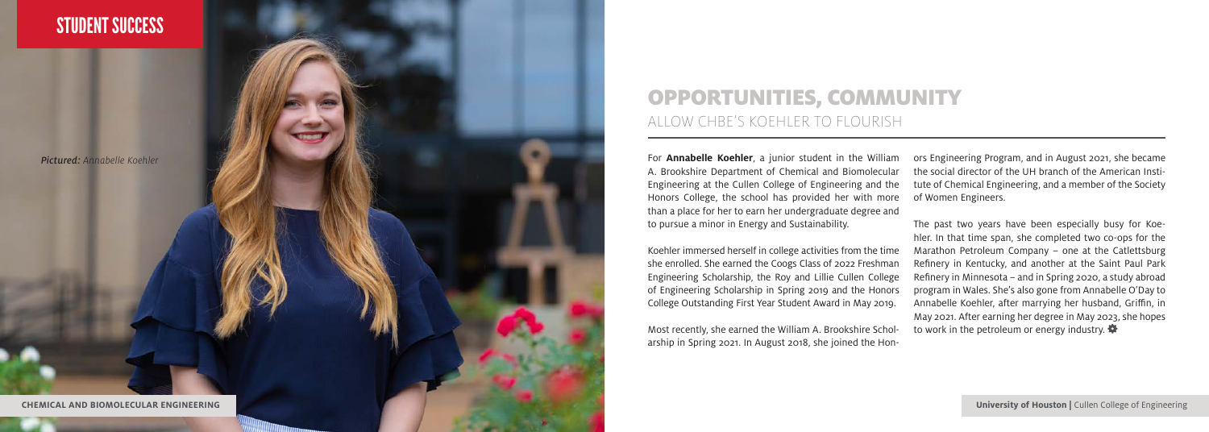STUDENT SUCCESS

*Pictured: Annabelle Koehler*

# OPPORTUNITIES, COMMUNITY

## ALLOW CHBE'S KOEHLER TO FLOURISH

For **Annabelle Koehler**, a junior student in the William A. Brookshire Department of Chemical and Biomolecular Engineering at the Cullen College of Engineering and the Honors College, the school has provided her with more than a place for her to earn her undergraduate degree and to pursue a minor in Energy and Sustainability.

Koehler immersed herself in college activities from the time she enrolled. She earned the Coogs Class of 2022 Freshman Engineering Scholarship, the Roy and Lillie Cullen College of Engineering Scholarship in Spring 2019 and the Honors College Outstanding First Year Student Award in May 2019.

Most recently, she earned the William A. Brookshire Scholarship in Spring 2021. In August 2018, she joined the Honors Engineering Program, and in August 2021, she became the social director of the UH branch of the American Institute of Chemical Engineering, and a member of the Society of Women Engineers.

The past two years have been especially busy for Koehler. In that time span, she completed two co-ops for the Marathon Petroleum Company – one at the Catlettsburg Refinery in Kentucky, and another at the Saint Paul Park Refinery in Minnesota – and in Spring 2020, a study abroad program in Wales. She's also gone from Annabelle O'Day to Annabelle Koehler, after marrying her husband, Griffin, in May 2021. After earning her degree in May 2023, she hopes to work in the petroleum or energy industry.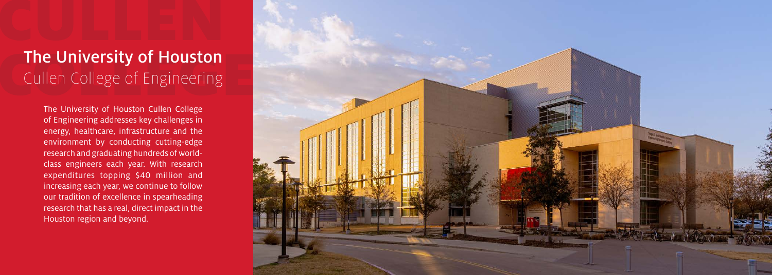# The University of Houston

## Cullen College of Engineering

The University of Houston Cullen College of Engineering addresses key challenges in energy, healthcare, infrastructure and the environment by conducting cutting-edge research and graduating hundreds of world-class engineers each year. With research expenditures topping $40 million and increasing each year, we continue to follow our tradition of excellence in spearheading research that has a real, direct impact in the Houston region and beyond.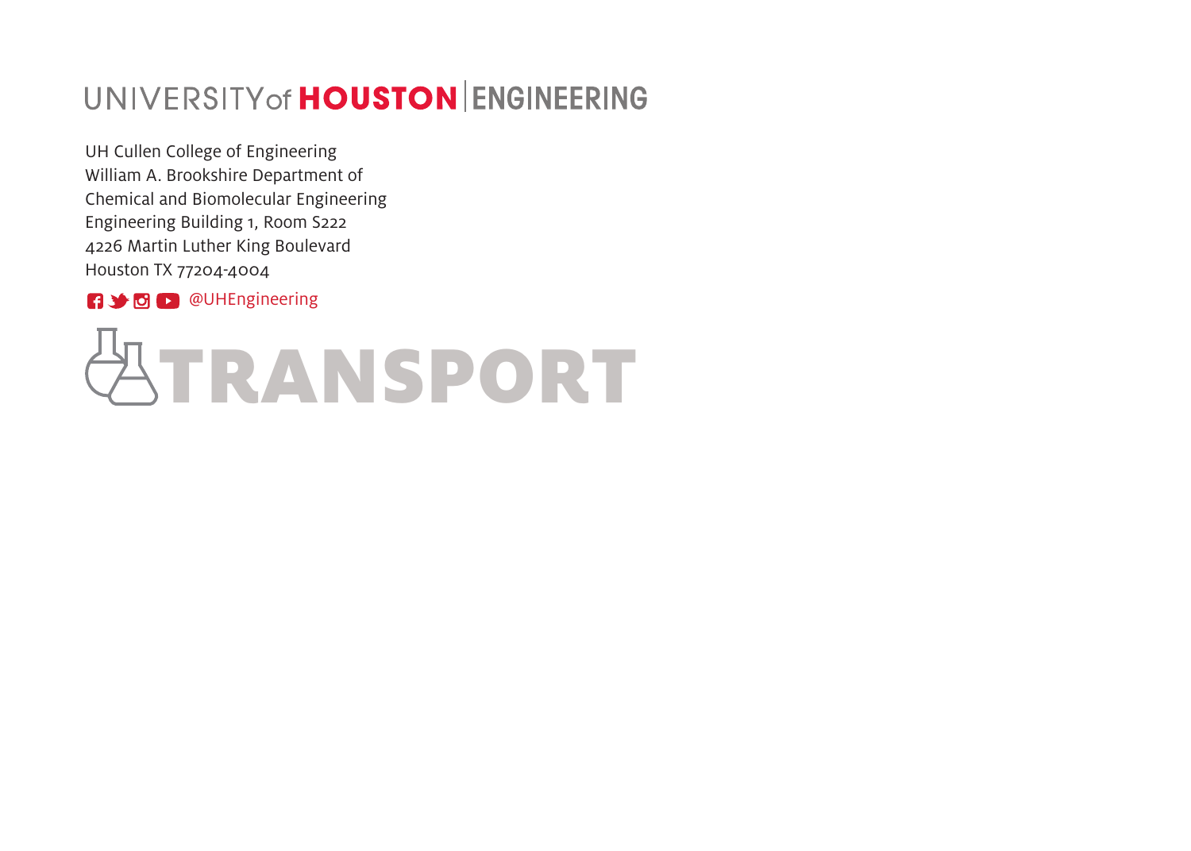UNIVERSITY of HOUSTON | ENGINEERING

UH Cullen College of Engineering
William A. Brookshire Department of
Chemical and Biomolecular Engineering
Engineering Building 1, Room S222
4226 Martin Luther King Boulevard
Houston TX 77204-4004

@UHEngineering

# TRANSPORT